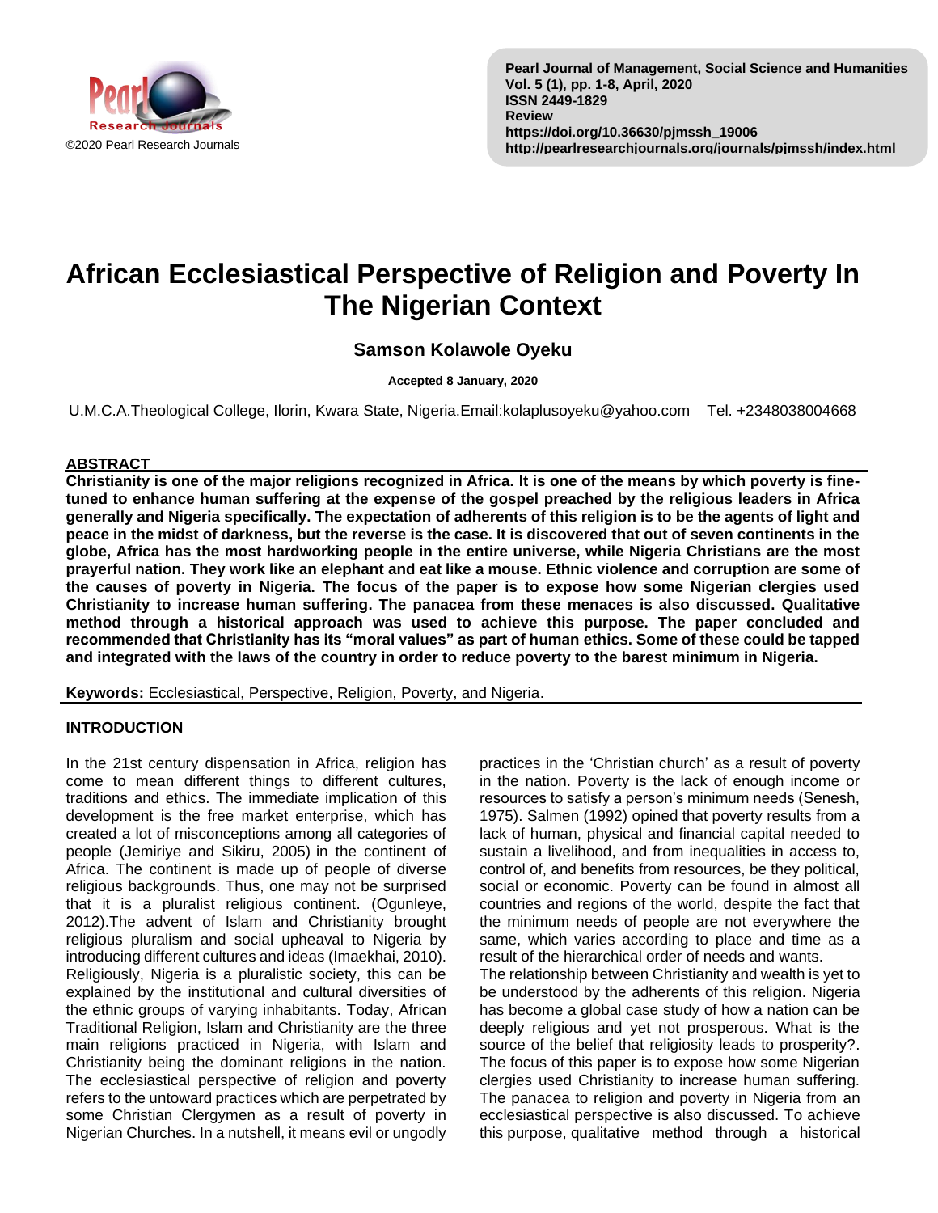# African Ecclesiastical Perspective of Religion and Poverty In The Nigerian Context

**Samson Kolawole Oyeku**

**Accepted 8 January, 2020**

U.M.C.A.Theological College, Ilorin, Kwara State, Nigeria.Email:kolaplusoyeku@yahoo.com Tel. +2348038004668

## ABSTRACT

**Christianity is one of the major religions recognized in Africa. It is one of the means by which poverty is fine-tuned to enhance human suffering at the expense of the gospel preached by the religious leaders in Africa generally and Nigeria specifically. The expectation of adherents of this religion is to be the agents of light and peace in the midst of darkness, but the reverse is the case. It is discovered that out of seven continents in the globe, Africa has the most hardworking people in the entire universe, while Nigeria Christians are the most prayerful nation. They work like an elephant and eat like a mouse. Ethnic violence and corruption are some of the causes of poverty in Nigeria. The focus of the paper is to expose how some Nigerian clergies used Christianity to increase human suffering. The panacea from these menaces is also discussed. Qualitative method through a historical approach was used to achieve this purpose. The paper concluded and recommended that Christianity has its "moral values" as part of human ethics. Some of these could be tapped and integrated with the laws of the country in order to reduce poverty to the barest minimum in Nigeria.**

**Keywords:** Ecclesiastical, Perspective, Religion, Poverty, and Nigeria.

## INTRODUCTION

In the 21st century dispensation in Africa, religion has come to mean different things to different cultures, traditions and ethics. The immediate implication of this development is the free market enterprise, which has created a lot of misconceptions among all categories of people (Jemiriye and Sikiru, 2005) in the continent of Africa. The continent is made up of people of diverse religious backgrounds. Thus, one may not be surprised that it is a pluralist religious continent. (Ogunleye, 2012).The advent of Islam and Christianity brought religious pluralism and social upheaval to Nigeria by introducing different cultures and ideas (Imaekhai, 2010). Religiously, Nigeria is a pluralistic society, this can be explained by the institutional and cultural diversities of the ethnic groups of varying inhabitants. Today, African Traditional Religion, Islam and Christianity are the three main religions practiced in Nigeria, with Islam and Christianity being the dominant religions in the nation. The ecclesiastical perspective of religion and poverty refers to the untoward practices which are perpetrated by some Christian Clergymen as a result of poverty in Nigerian Churches. In a nutshell, it means evil or ungodly practices in the 'Christian church' as a result of poverty in the nation. Poverty is the lack of enough income or resources to satisfy a person's minimum needs (Senesh, 1975). Salmen (1992) opined that poverty results from a lack of human, physical and financial capital needed to sustain a livelihood, and from inequalities in access to, control of, and benefits from resources, be they political, social or economic. Poverty can be found in almost all countries and regions of the world, despite the fact that the minimum needs of people are not everywhere the same, which varies according to place and time as a result of the hierarchical order of needs and wants.

The relationship between Christianity and wealth is yet to be understood by the adherents of this religion. Nigeria has become a global case study of how a nation can be deeply religious and yet not prosperous. What is the source of the belief that religiosity leads to prosperity?. The focus of this paper is to expose how some Nigerian clergies used Christianity to increase human suffering. The panacea to religion and poverty in Nigeria from an ecclesiastical perspective is also discussed. To achieve this purpose, qualitative method through a historical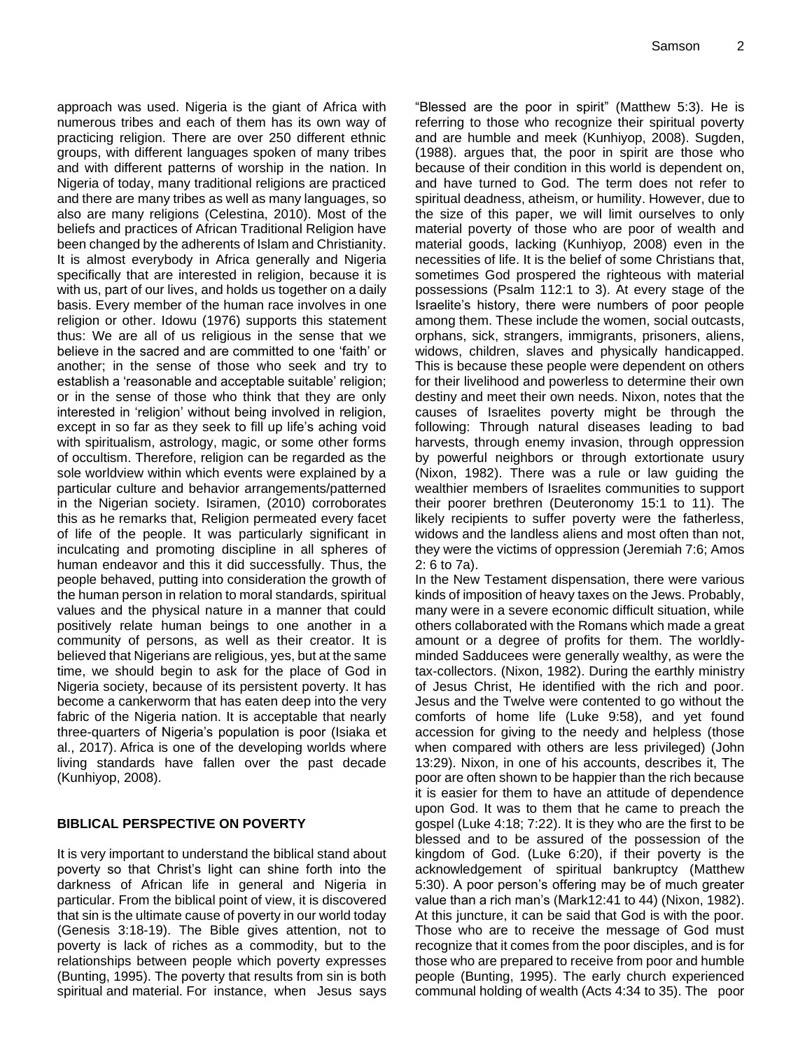approach was used. Nigeria is the giant of Africa with numerous tribes and each of them has its own way of practicing religion. There are over 250 different ethnic groups, with different languages spoken of many tribes and with different patterns of worship in the nation. In Nigeria of today, many traditional religions are practiced and there are many tribes as well as many languages, so also are many religions (Celestina, 2010). Most of the beliefs and practices of African Traditional Religion have been changed by the adherents of Islam and Christianity. It is almost everybody in Africa generally and Nigeria specifically that are interested in religion, because it is with us, part of our lives, and holds us together on a daily basis. Every member of the human race involves in one religion or other. Idowu (1976) supports this statement thus: We are all of us religious in the sense that we believe in the sacred and are committed to one 'faith' or another; in the sense of those who seek and try to establish a 'reasonable and acceptable suitable' religion; or in the sense of those who think that they are only interested in 'religion' without being involved in religion, except in so far as they seek to fill up life's aching void with spiritualism, astrology, magic, or some other forms of occultism. Therefore, religion can be regarded as the sole worldview within which events were explained by a particular culture and behavior arrangements/patterned in the Nigerian society. Isiramen, (2010) corroborates this as he remarks that, Religion permeated every facet of life of the people. It was particularly significant in inculcating and promoting discipline in all spheres of human endeavor and this it did successfully. Thus, the people behaved, putting into consideration the growth of the human person in relation to moral standards, spiritual values and the physical nature in a manner that could positively relate human beings to one another in a community of persons, as well as their creator. It is believed that Nigerians are religious, yes, but at the same time, we should begin to ask for the place of God in Nigeria society, because of its persistent poverty. It has become a cankerworm that has eaten deep into the very fabric of the Nigeria nation. It is acceptable that nearly three-quarters of Nigeria's population is poor (Isiaka et al., 2017). Africa is one of the developing worlds where living standards have fallen over the past decade (Kunhiyop, 2008).

## BIBLICAL PERSPECTIVE ON POVERTY

It is very important to understand the biblical stand about poverty so that Christ's light can shine forth into the darkness of African life in general and Nigeria in particular. From the biblical point of view, it is discovered that sin is the ultimate cause of poverty in our world today (Genesis 3:18-19). The Bible gives attention, not to poverty is lack of riches as a commodity, but to the relationships between people which poverty expresses (Bunting, 1995). The poverty that results from sin is both spiritual and material. For instance, when Jesus says "Blessed are the poor in spirit" (Matthew 5:3). He is referring to those who recognize their spiritual poverty and are humble and meek (Kunhiyop, 2008). Sugden, (1988). argues that, the poor in spirit are those who because of their condition in this world is dependent on, and have turned to God. The term does not refer to spiritual deadness, atheism, or humility. However, due to the size of this paper, we will limit ourselves to only material poverty of those who are poor of wealth and material goods, lacking (Kunhiyop, 2008) even in the necessities of life. It is the belief of some Christians that, sometimes God prospered the righteous with material possessions (Psalm 112:1 to 3). At every stage of the Israelite's history, there were numbers of poor people among them. These include the women, social outcasts, orphans, sick, strangers, immigrants, prisoners, aliens, widows, children, slaves and physically handicapped. This is because these people were dependent on others for their livelihood and powerless to determine their own destiny and meet their own needs. Nixon, notes that the causes of Israelites poverty might be through the following: Through natural diseases leading to bad harvests, through enemy invasion, through oppression by powerful neighbors or through extortionate usury (Nixon, 1982). There was a rule or law guiding the wealthier members of Israelites communities to support their poorer brethren (Deuteronomy 15:1 to 11). The likely recipients to suffer poverty were the fatherless, widows and the landless aliens and most often than not, they were the victims of oppression (Jeremiah 7:6; Amos 2: 6 to 7a).

In the New Testament dispensation, there were various kinds of imposition of heavy taxes on the Jews. Probably, many were in a severe economic difficult situation, while others collaborated with the Romans which made a great amount or a degree of profits for them. The worldly-minded Sadducees were generally wealthy, as were the tax-collectors. (Nixon, 1982). During the earthly ministry of Jesus Christ, He identified with the rich and poor. Jesus and the Twelve were contented to go without the comforts of home life (Luke 9:58), and yet found accession for giving to the needy and helpless (those when compared with others are less privileged) (John 13:29). Nixon, in one of his accounts, describes it, The poor are often shown to be happier than the rich because it is easier for them to have an attitude of dependence upon God. It was to them that he came to preach the gospel (Luke 4:18; 7:22). It is they who are the first to be blessed and to be assured of the possession of the kingdom of God. (Luke 6:20), if their poverty is the acknowledgement of spiritual bankruptcy (Matthew 5:30). A poor person's offering may be of much greater value than a rich man's (Mark12:41 to 44) (Nixon, 1982). At this juncture, it can be said that God is with the poor. Those who are to receive the message of God must recognize that it comes from the poor disciples, and is for those who are prepared to receive from poor and humble people (Bunting, 1995). The early church experienced communal holding of wealth (Acts 4:34 to 35). The poor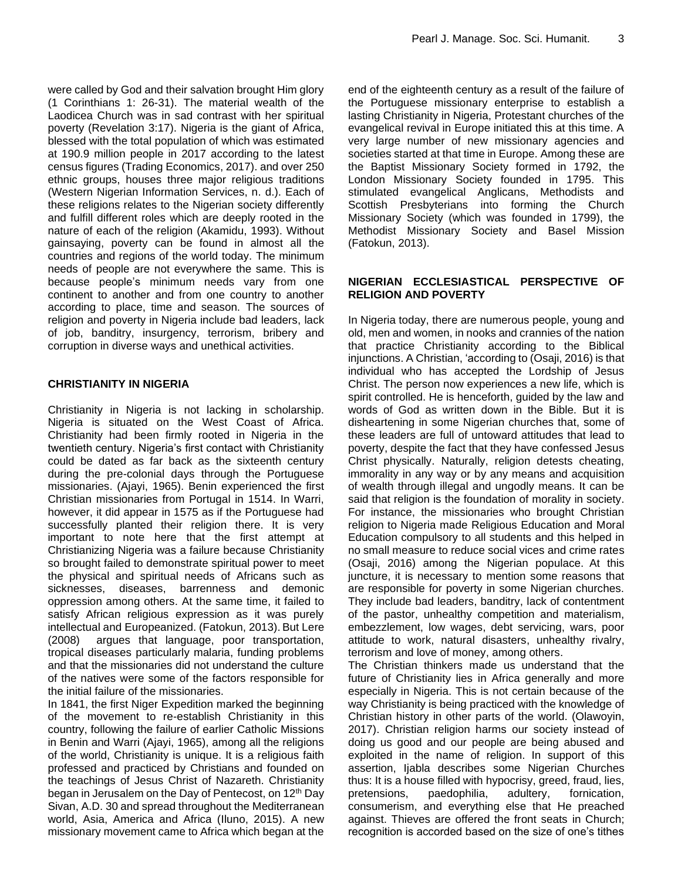were called by God and their salvation brought Him glory (1 Corinthians 1: 26-31). The material wealth of the Laodicea Church was in sad contrast with her spiritual poverty (Revelation 3:17). Nigeria is the giant of Africa, blessed with the total population of which was estimated at 190.9 million people in 2017 according to the latest census figures (Trading Economics, 2017). and over 250 ethnic groups, houses three major religious traditions (Western Nigerian Information Services, n. d.). Each of these religions relates to the Nigerian society differently and fulfill different roles which are deeply rooted in the nature of each of the religion (Akamidu, 1993). Without gainsaying, poverty can be found in almost all the countries and regions of the world today. The minimum needs of people are not everywhere the same. This is because people's minimum needs vary from one continent to another and from one country to another according to place, time and season. The sources of religion and poverty in Nigeria include bad leaders, lack of job, banditry, insurgency, terrorism, bribery and corruption in diverse ways and unethical activities.

## CHRISTIANITY IN NIGERIA

Christianity in Nigeria is not lacking in scholarship. Nigeria is situated on the West Coast of Africa. Christianity had been firmly rooted in Nigeria in the twentieth century. Nigeria's first contact with Christianity could be dated as far back as the sixteenth century during the pre-colonial days through the Portuguese missionaries. (Ajayi, 1965). Benin experienced the first Christian missionaries from Portugal in 1514. In Warri, however, it did appear in 1575 as if the Portuguese had successfully planted their religion there. It is very important to note here that the first attempt at Christianizing Nigeria was a failure because Christianity so brought failed to demonstrate spiritual power to meet the physical and spiritual needs of Africans such as sicknesses, diseases, barrenness and demonic oppression among others. At the same time, it failed to satisfy African religious expression as it was purely intellectual and Europeanized. (Fatokun, 2013). But Lere (2008) argues that language, poor transportation, tropical diseases particularly malaria, funding problems and that the missionaries did not understand the culture of the natives were some of the factors responsible for the initial failure of the missionaries.

In 1841, the first Niger Expedition marked the beginning of the movement to re-establish Christianity in this country, following the failure of earlier Catholic Missions in Benin and Warri (Ajayi, 1965), among all the religions of the world, Christianity is unique. It is a religious faith professed and practiced by Christians and founded on the teachings of Jesus Christ of Nazareth. Christianity began in Jerusalem on the Day of Pentecost, on 12th Day Sivan, A.D. 30 and spread throughout the Mediterranean world, Asia, America and Africa (Iluno, 2015). A new missionary movement came to Africa which began at the end of the eighteenth century as a result of the failure of the Portuguese missionary enterprise to establish a lasting Christianity in Nigeria, Protestant churches of the evangelical revival in Europe initiated this at this time. A very large number of new missionary agencies and societies started at that time in Europe. Among these are the Baptist Missionary Society formed in 1792, the London Missionary Society founded in 1795. This stimulated evangelical Anglicans, Methodists and Scottish Presbyterians into forming the Church Missionary Society (which was founded in 1799), the Methodist Missionary Society and Basel Mission (Fatokun, 2013).

## NIGERIAN ECCLESIASTICAL PERSPECTIVE OF RELIGION AND POVERTY

In Nigeria today, there are numerous people, young and old, men and women, in nooks and crannies of the nation that practice Christianity according to the Biblical injunctions. A Christian, 'according to (Osaji, 2016) is that individual who has accepted the Lordship of Jesus Christ. The person now experiences a new life, which is spirit controlled. He is henceforth, guided by the law and words of God as written down in the Bible. But it is disheartening in some Nigerian churches that, some of these leaders are full of untoward attitudes that lead to poverty, despite the fact that they have confessed Jesus Christ physically. Naturally, religion detests cheating, immorality in any way or by any means and acquisition of wealth through illegal and ungodly means. It can be said that religion is the foundation of morality in society. For instance, the missionaries who brought Christian religion to Nigeria made Religious Education and Moral Education compulsory to all students and this helped in no small measure to reduce social vices and crime rates (Osaji, 2016) among the Nigerian populace. At this juncture, it is necessary to mention some reasons that are responsible for poverty in some Nigerian churches. They include bad leaders, banditry, lack of contentment of the pastor, unhealthy competition and materialism, embezzlement, low wages, debt servicing, wars, poor attitude to work, natural disasters, unhealthy rivalry, terrorism and love of money, among others.

The Christian thinkers made us understand that the future of Christianity lies in Africa generally and more especially in Nigeria. This is not certain because of the way Christianity is being practiced with the knowledge of Christian history in other parts of the world. (Olawoyin, 2017). Christian religion harms our society instead of doing us good and our people are being abused and exploited in the name of religion. In support of this assertion, Ijabla describes some Nigerian Churches thus: It is a house filled with hypocrisy, greed, fraud, lies, pretensions, paedophilia, adultery, fornication, consumerism, and everything else that He preached against. Thieves are offered the front seats in Church; recognition is accorded based on the size of one's tithes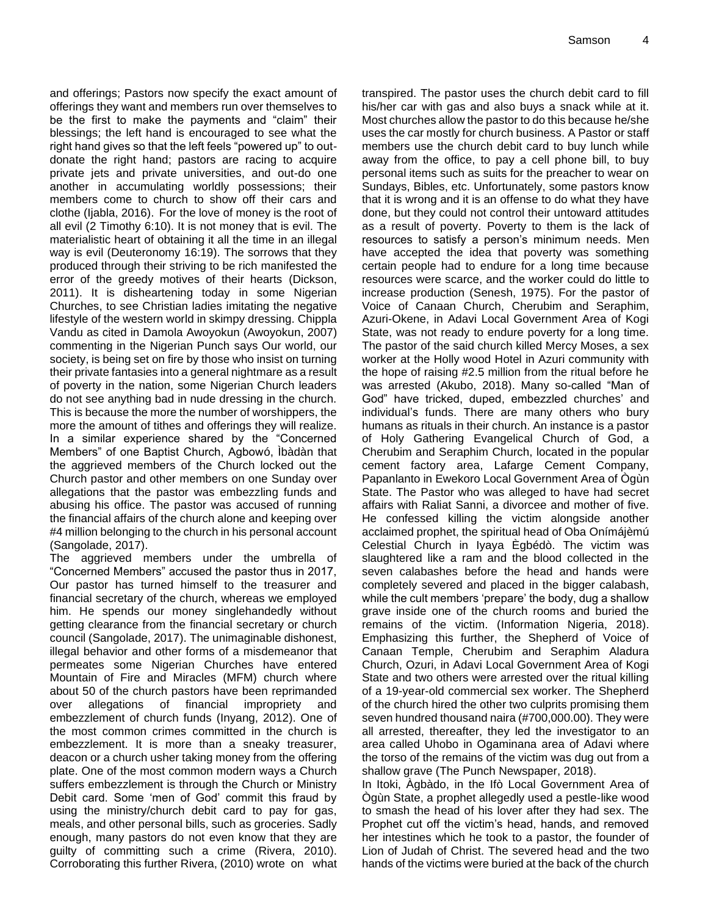and offerings; Pastors now specify the exact amount of offerings they want and members run over themselves to be the first to make the payments and "claim" their blessings; the left hand is encouraged to see what the right hand gives so that the left feels "powered up" to out-donate the right hand; pastors are racing to acquire private jets and private universities, and out-do one another in accumulating worldly possessions; their members come to church to show off their cars and clothe (Ijabla, 2016). For the love of money is the root of all evil (2 Timothy 6:10). It is not money that is evil. The materialistic heart of obtaining it all the time in an illegal way is evil (Deuteronomy 16:19). The sorrows that they produced through their striving to be rich manifested the error of the greedy motives of their hearts (Dickson, 2011). It is disheartening today in some Nigerian Churches, to see Christian ladies imitating the negative lifestyle of the western world in skimpy dressing. Chippla Vandu as cited in Damola Awoyokun (Awoyokun, 2007) commenting in the Nigerian Punch says Our world, our society, is being set on fire by those who insist on turning their private fantasies into a general nightmare as a result of poverty in the nation, some Nigerian Church leaders do not see anything bad in nude dressing in the church. This is because the more the number of worshippers, the more the amount of tithes and offerings they will realize. In a similar experience shared by the "Concerned Members" of one Baptist Church, Agbowó, Ìbàdàn that the aggrieved members of the Church locked out the Church pastor and other members on one Sunday over allegations that the pastor was embezzling funds and abusing his office. The pastor was accused of running the financial affairs of the church alone and keeping over #4 million belonging to the church in his personal account (Sangolade, 2017).

The aggrieved members under the umbrella of "Concerned Members" accused the pastor thus in 2017, Our pastor has turned himself to the treasurer and financial secretary of the church, whereas we employed him. He spends our money singlehandedly without getting clearance from the financial secretary or church council (Sangolade, 2017). The unimaginable dishonest, illegal behavior and other forms of a misdemeanor that permeates some Nigerian Churches have entered Mountain of Fire and Miracles (MFM) church where about 50 of the church pastors have been reprimanded over allegations of financial impropriety and embezzlement of church funds (Inyang, 2012). One of the most common crimes committed in the church is embezzlement. It is more than a sneaky treasurer, deacon or a church usher taking money from the offering plate. One of the most common modern ways a Church suffers embezzlement is through the Church or Ministry Debit card. Some 'men of God' commit this fraud by using the ministry/church debit card to pay for gas, meals, and other personal bills, such as groceries. Sadly enough, many pastors do not even know that they are guilty of committing such a crime (Rivera, 2010). Corroborating this further Rivera, (2010) wrote on what transpired. The pastor uses the church debit card to fill his/her car with gas and also buys a snack while at it. Most churches allow the pastor to do this because he/she uses the car mostly for church business. A Pastor or staff members use the church debit card to buy lunch while away from the office, to pay a cell phone bill, to buy personal items such as suits for the preacher to wear on Sundays, Bibles, etc. Unfortunately, some pastors know that it is wrong and it is an offense to do what they have done, but they could not control their untoward attitudes as a result of poverty. Poverty to them is the lack of resources to satisfy a person's minimum needs. Men have accepted the idea that poverty was something certain people had to endure for a long time because resources were scarce, and the worker could do little to increase production (Senesh, 1975). For the pastor of Voice of Canaan Church, Cherubim and Seraphim, Azuri-Okene, in Adavi Local Government Area of Kogi State, was not ready to endure poverty for a long time. The pastor of the said church killed Mercy Moses, a sex worker at the Holly wood Hotel in Azuri community with the hope of raising #2.5 million from the ritual before he was arrested (Akubo, 2018). Many so-called "Man of God" have tricked, duped, embezzled churches' and individual's funds. There are many others who bury humans as rituals in their church. An instance is a pastor of Holy Gathering Evangelical Church of God, a Cherubim and Seraphim Church, located in the popular cement factory area, Lafarge Cement Company, Papanlanto in Ewekoro Local Government Area of Ògùn State. The Pastor who was alleged to have had secret affairs with Raliat Sanni, a divorcee and mother of five. He confessed killing the victim alongside another acclaimed prophet, the spiritual head of Oba Onímájèmú Celestial Church in Iyaya Ègbédò. The victim was slaughtered like a ram and the blood collected in the seven calabashes before the head and hands were completely severed and placed in the bigger calabash, while the cult members 'prepare' the body, dug a shallow grave inside one of the church rooms and buried the remains of the victim. (Information Nigeria, 2018). Emphasizing this further, the Shepherd of Voice of Canaan Temple, Cherubim and Seraphim Aladura Church, Ozuri, in Adavi Local Government Area of Kogi State and two others were arrested over the ritual killing of a 19-year-old commercial sex worker. The Shepherd of the church hired the other two culprits promising them seven hundred thousand naira (#700,000.00). They were all arrested, thereafter, they led the investigator to an area called Uhobo in Ogaminana area of Adavi where the torso of the remains of the victim was dug out from a shallow grave (The Punch Newspaper, 2018).

In Itoki, Àgbàdo, in the Ifò Local Government Area of Ògùn State, a prophet allegedly used a pestle-like wood to smash the head of his lover after they had sex. The Prophet cut off the victim's head, hands, and removed her intestines which he took to a pastor, the founder of Lion of Judah of Christ. The severed head and the two hands of the victims were buried at the back of the church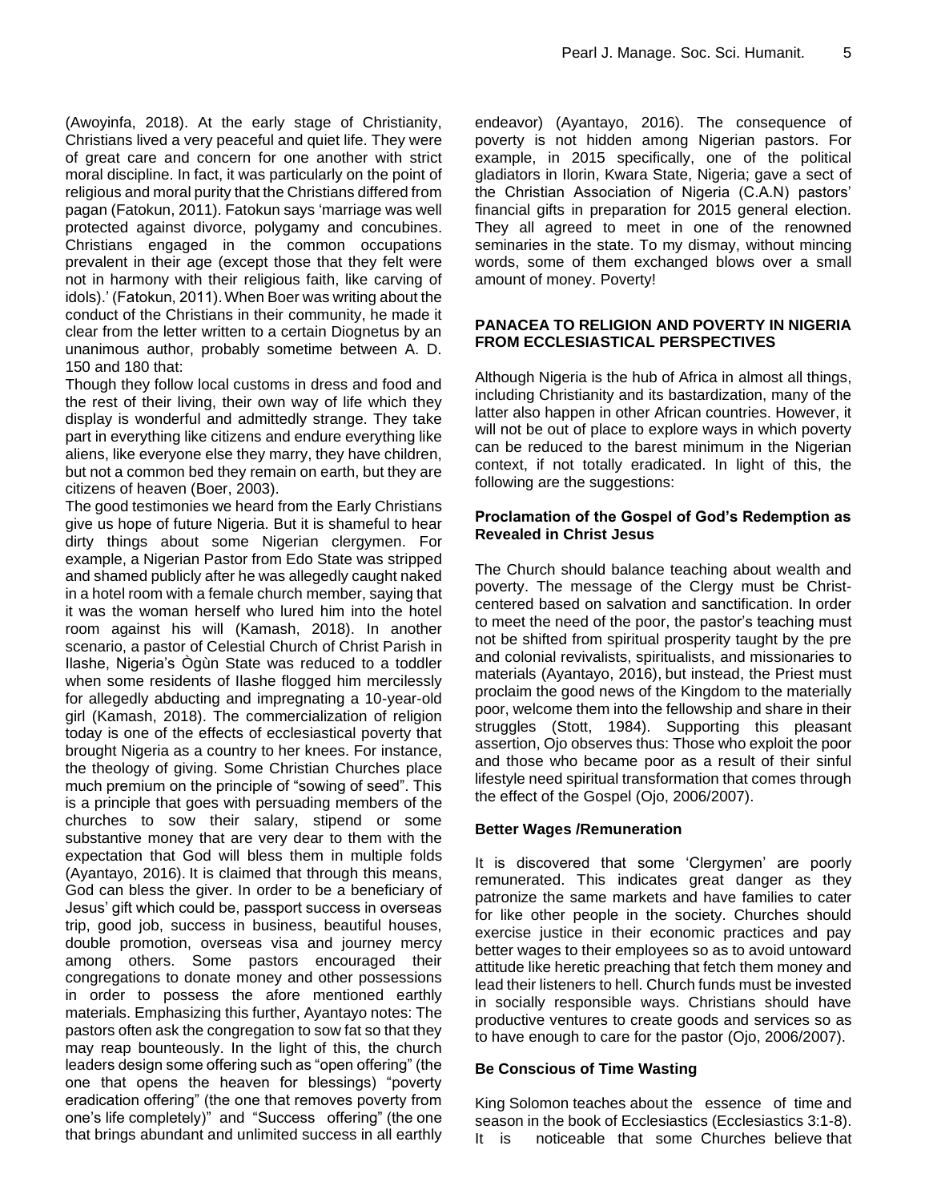(Awoyinfa, 2018). At the early stage of Christianity, Christians lived a very peaceful and quiet life. They were of great care and concern for one another with strict moral discipline. In fact, it was particularly on the point of religious and moral purity that the Christians differed from pagan (Fatokun, 2011). Fatokun says 'marriage was well protected against divorce, polygamy and concubines. Christians engaged in the common occupations prevalent in their age (except those that they felt were not in harmony with their religious faith, like carving of idols).' (Fatokun, 2011). When Boer was writing about the conduct of the Christians in their community, he made it clear from the letter written to a certain Diognetus by an unanimous author, probably sometime between A. D. 150 and 180 that:

Though they follow local customs in dress and food and the rest of their living, their own way of life which they display is wonderful and admittedly strange. They take part in everything like citizens and endure everything like aliens, like everyone else they marry, they have children, but not a common bed they remain on earth, but they are citizens of heaven (Boer, 2003).

The good testimonies we heard from the Early Christians give us hope of future Nigeria. But it is shameful to hear dirty things about some Nigerian clergymen. For example, a Nigerian Pastor from Edo State was stripped and shamed publicly after he was allegedly caught naked in a hotel room with a female church member, saying that it was the woman herself who lured him into the hotel room against his will (Kamash, 2018). In another scenario, a pastor of Celestial Church of Christ Parish in Ilashe, Nigeria's Ògùn State was reduced to a toddler when some residents of Ilashe flogged him mercilessly for allegedly abducting and impregnating a 10-year-old girl (Kamash, 2018). The commercialization of religion today is one of the effects of ecclesiastical poverty that brought Nigeria as a country to her knees. For instance, the theology of giving. Some Christian Churches place much premium on the principle of "sowing of seed". This is a principle that goes with persuading members of the churches to sow their salary, stipend or some substantive money that are very dear to them with the expectation that God will bless them in multiple folds (Ayantayo, 2016). It is claimed that through this means, God can bless the giver. In order to be a beneficiary of Jesus' gift which could be, passport success in overseas trip, good job, success in business, beautiful houses, double promotion, overseas visa and journey mercy among others. Some pastors encouraged their congregations to donate money and other possessions in order to possess the afore mentioned earthly materials. Emphasizing this further, Ayantayo notes: The pastors often ask the congregation to sow fat so that they may reap bounteously. In the light of this, the church leaders design some offering such as "open offering" (the one that opens the heaven for blessings) "poverty eradication offering" (the one that removes poverty from one's life completely)" and "Success offering" (the one that brings abundant and unlimited success in all earthly endeavor) (Ayantayo, 2016). The consequence of poverty is not hidden among Nigerian pastors. For example, in 2015 specifically, one of the political gladiators in Ilorin, Kwara State, Nigeria; gave a sect of the Christian Association of Nigeria (C.A.N) pastors' financial gifts in preparation for 2015 general election. They all agreed to meet in one of the renowned seminaries in the state. To my dismay, without mincing words, some of them exchanged blows over a small amount of money. Poverty!

## PANACEA TO RELIGION AND POVERTY IN NIGERIA FROM ECCLESIASTICAL PERSPECTIVES

Although Nigeria is the hub of Africa in almost all things, including Christianity and its bastardization, many of the latter also happen in other African countries. However, it will not be out of place to explore ways in which poverty can be reduced to the barest minimum in the Nigerian context, if not totally eradicated. In light of this, the following are the suggestions:

### Proclamation of the Gospel of God's Redemption as Revealed in Christ Jesus

The Church should balance teaching about wealth and poverty. The message of the Clergy must be Christ-centered based on salvation and sanctification. In order to meet the need of the poor, the pastor's teaching must not be shifted from spiritual prosperity taught by the pre and colonial revivalists, spiritualists, and missionaries to materials (Ayantayo, 2016), but instead, the Priest must proclaim the good news of the Kingdom to the materially poor, welcome them into the fellowship and share in their struggles (Stott, 1984). Supporting this pleasant assertion, Ojo observes thus: Those who exploit the poor and those who became poor as a result of their sinful lifestyle need spiritual transformation that comes through the effect of the Gospel (Ojo, 2006/2007).

### Better Wages /Remuneration

It is discovered that some 'Clergymen' are poorly remunerated. This indicates great danger as they patronize the same markets and have families to cater for like other people in the society. Churches should exercise justice in their economic practices and pay better wages to their employees so as to avoid untoward attitude like heretic preaching that fetch them money and lead their listeners to hell. Church funds must be invested in socially responsible ways. Christians should have productive ventures to create goods and services so as to have enough to care for the pastor (Ojo, 2006/2007).

### Be Conscious of Time Wasting

King Solomon teaches about the essence of time and season in the book of Ecclesiastics (Ecclesiastics 3:1-8). It is noticeable that some Churches believe that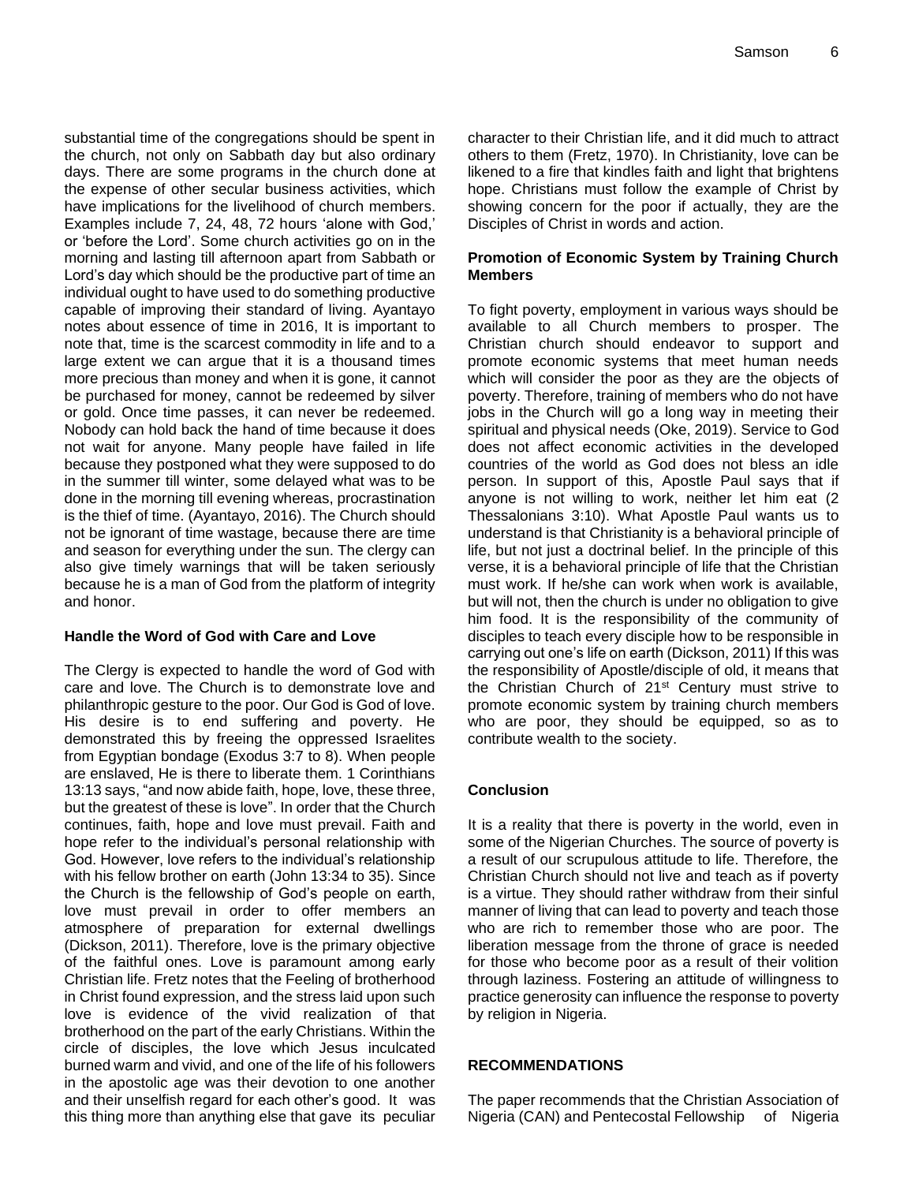substantial time of the congregations should be spent in the church, not only on Sabbath day but also ordinary days. There are some programs in the church done at the expense of other secular business activities, which have implications for the livelihood of church members. Examples include 7, 24, 48, 72 hours 'alone with God,' or 'before the Lord'. Some church activities go on in the morning and lasting till afternoon apart from Sabbath or Lord's day which should be the productive part of time an individual ought to have used to do something productive capable of improving their standard of living. Ayantayo notes about essence of time in 2016, It is important to note that, time is the scarcest commodity in life and to a large extent we can argue that it is a thousand times more precious than money and when it is gone, it cannot be purchased for money, cannot be redeemed by silver or gold. Once time passes, it can never be redeemed. Nobody can hold back the hand of time because it does not wait for anyone. Many people have failed in life because they postponed what they were supposed to do in the summer till winter, some delayed what was to be done in the morning till evening whereas, procrastination is the thief of time. (Ayantayo, 2016). The Church should not be ignorant of time wastage, because there are time and season for everything under the sun. The clergy can also give timely warnings that will be taken seriously because he is a man of God from the platform of integrity and honor.

**Handle the Word of God with Care and Love**

The Clergy is expected to handle the word of God with care and love. The Church is to demonstrate love and philanthropic gesture to the poor. Our God is God of love. His desire is to end suffering and poverty. He demonstrated this by freeing the oppressed Israelites from Egyptian bondage (Exodus 3:7 to 8). When people are enslaved, He is there to liberate them. 1 Corinthians 13:13 says, "and now abide faith, hope, love, these three, but the greatest of these is love". In order that the Church continues, faith, hope and love must prevail. Faith and hope refer to the individual's personal relationship with God. However, love refers to the individual's relationship with his fellow brother on earth (John 13:34 to 35). Since the Church is the fellowship of God's people on earth, love must prevail in order to offer members an atmosphere of preparation for external dwellings (Dickson, 2011). Therefore, love is the primary objective of the faithful ones. Love is paramount among early Christian life. Fretz notes that the Feeling of brotherhood in Christ found expression, and the stress laid upon such love is evidence of the vivid realization of that brotherhood on the part of the early Christians. Within the circle of disciples, the love which Jesus inculcated burned warm and vivid, and one of the life of his followers in the apostolic age was their devotion to one another and their unselfish regard for each other's good. It was this thing more than anything else that gave its peculiar character to their Christian life, and it did much to attract others to them (Fretz, 1970). In Christianity, love can be likened to a fire that kindles faith and light that brightens hope. Christians must follow the example of Christ by showing concern for the poor if actually, they are the Disciples of Christ in words and action.

**Promotion of Economic System by Training Church Members**

To fight poverty, employment in various ways should be available to all Church members to prosper. The Christian church should endeavor to support and promote economic systems that meet human needs which will consider the poor as they are the objects of poverty. Therefore, training of members who do not have jobs in the Church will go a long way in meeting their spiritual and physical needs (Oke, 2019). Service to God does not affect economic activities in the developed countries of the world as God does not bless an idle person. In support of this, Apostle Paul says that if anyone is not willing to work, neither let him eat (2 Thessalonians 3:10). What Apostle Paul wants us to understand is that Christianity is a behavioral principle of life, but not just a doctrinal belief. In the principle of this verse, it is a behavioral principle of life that the Christian must work. If he/she can work when work is available, but will not, then the church is under no obligation to give him food. It is the responsibility of the community of disciples to teach every disciple how to be responsible in carrying out one's life on earth (Dickson, 2011) If this was the responsibility of Apostle/disciple of old, it means that the Christian Church of 21st Century must strive to promote economic system by training church members who are poor, they should be equipped, so as to contribute wealth to the society.

## Conclusion

It is a reality that there is poverty in the world, even in some of the Nigerian Churches. The source of poverty is a result of our scrupulous attitude to life. Therefore, the Christian Church should not live and teach as if poverty is a virtue. They should rather withdraw from their sinful manner of living that can lead to poverty and teach those who are rich to remember those who are poor. The liberation message from the throne of grace is needed for those who become poor as a result of their volition through laziness. Fostering an attitude of willingness to practice generosity can influence the response to poverty by religion in Nigeria.

## RECOMMENDATIONS

The paper recommends that the Christian Association of Nigeria (CAN) and Pentecostal Fellowship of Nigeria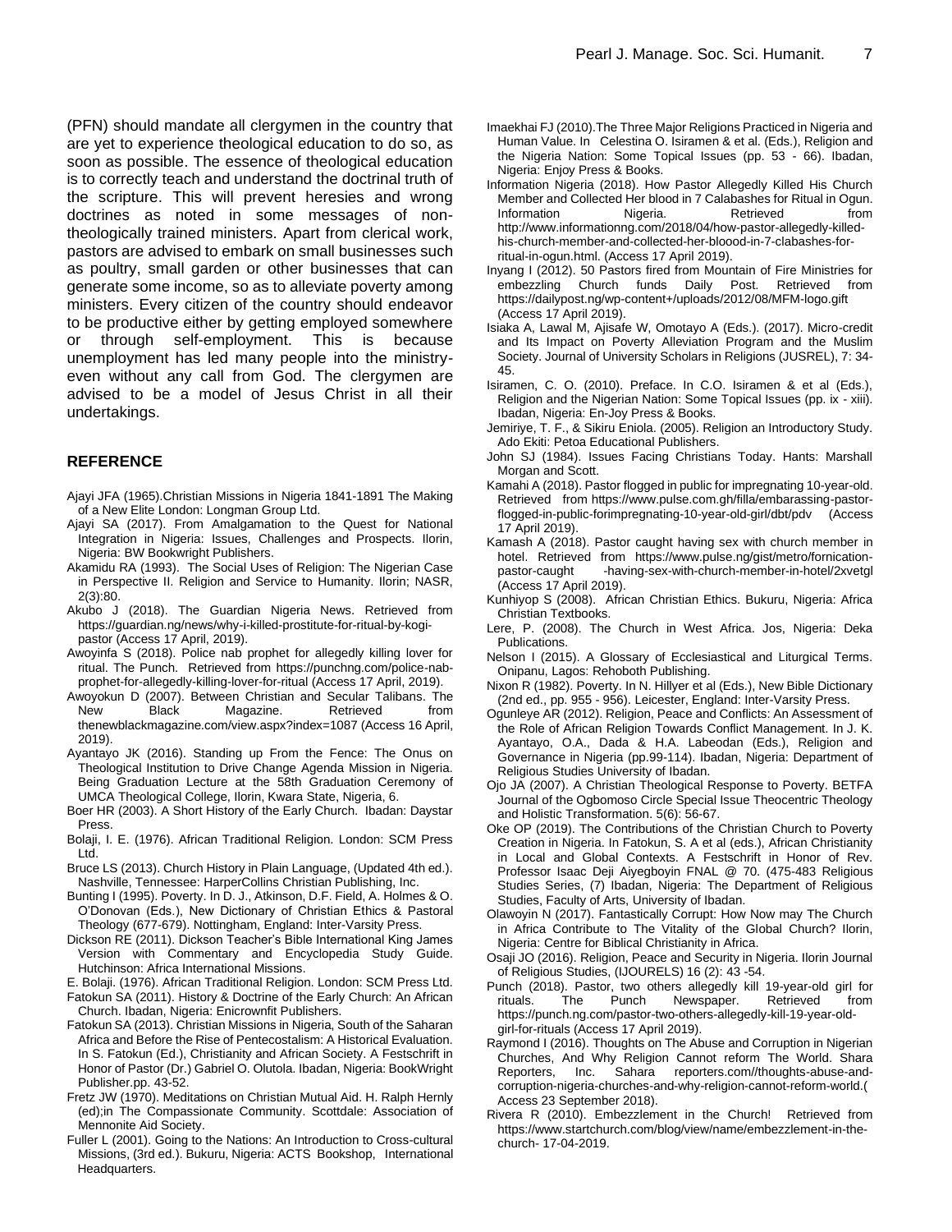(PFN) should mandate all clergymen in the country that are yet to experience theological education to do so, as soon as possible. The essence of theological education is to correctly teach and understand the doctrinal truth of the scripture. This will prevent heresies and wrong doctrines as noted in some messages of non-theologically trained ministers. Apart from clerical work, pastors are advised to embark on small businesses such as poultry, small garden or other businesses that can generate some income, so as to alleviate poverty among ministers. Every citizen of the country should endeavor to be productive either by getting employed somewhere or through self-employment. This is because unemployment has led many people into the ministry- even without any call from God. The clergymen are advised to be a model of Jesus Christ in all their undertakings.

## REFERENCE

Ajayi JFA (1965).Christian Missions in Nigeria 1841-1891 The Making of a New Elite London: Longman Group Ltd.

Ajayi SA (2017). From Amalgamation to the Quest for National Integration in Nigeria: Issues, Challenges and Prospects. Ilorin, Nigeria: BW Bookwright Publishers.

Akamidu RA (1993). The Social Uses of Religion: The Nigerian Case in Perspective II. Religion and Service to Humanity. Ilorin; NASR, 2(3):80.

Akubo J (2018). The Guardian Nigeria News. Retrieved from https://guardian.ng/news/why-i-killed-prostitute-for-ritual-by-kogi-pastor (Access 17 April, 2019).

Awoyinfa S (2018). Police nab prophet for allegedly killing lover for ritual. The Punch. Retrieved from https://punchng.com/police-nab-prophet-for-allegedly-killing-lover-for-ritual (Access 17 April, 2019).

Awoyokun D (2007). Between Christian and Secular Talibans. The New Black Magazine. Retrieved from thenewblackmagazine.com/view.aspx?index=1087 (Access 16 April, 2019).

Ayantayo JK (2016). Standing up From the Fence: The Onus on Theological Institution to Drive Change Agenda Mission in Nigeria. Being Graduation Lecture at the 58th Graduation Ceremony of UMCA Theological College, Ilorin, Kwara State, Nigeria, 6.

Boer HR (2003). A Short History of the Early Church. Ibadan: Daystar Press.

Bolaji, I. E. (1976). African Traditional Religion. London: SCM Press Ltd.

Bruce LS (2013). Church History in Plain Language, (Updated 4th ed.). Nashville, Tennessee: HarperCollins Christian Publishing, Inc.

Bunting I (1995). Poverty. In D. J., Atkinson, D.F. Field, A. Holmes & O. O'Donovan (Eds.), New Dictionary of Christian Ethics & Pastoral Theology (677-679). Nottingham, England: Inter-Varsity Press.

Dickson RE (2011). Dickson Teacher's Bible International King James Version with Commentary and Encyclopedia Study Guide. Hutchinson: Africa International Missions.

E. Bolaji. (1976). African Traditional Religion. London: SCM Press Ltd.

Fatokun SA (2011). History & Doctrine of the Early Church: An African Church. Ibadan, Nigeria: Enicrownfit Publishers.

Fatokun SA (2013). Christian Missions in Nigeria, South of the Saharan Africa and Before the Rise of Pentecostalism: A Historical Evaluation. In S. Fatokun (Ed.), Christianity and African Society. A Festschrift in Honor of Pastor (Dr.) Gabriel O. Olutola. Ibadan, Nigeria: BookWright Publisher.pp. 43-52.

Fretz JW (1970). Meditations on Christian Mutual Aid. H. Ralph Hernly (ed);in The Compassionate Community. Scottdale: Association of Mennonite Aid Society.

Fuller L (2001). Going to the Nations: An Introduction to Cross-cultural Missions, (3rd ed.). Bukuru, Nigeria: ACTS Bookshop, International Headquarters.

Imaekhai FJ (2010).The Three Major Religions Practiced in Nigeria and Human Value. In Celestina O. Isiramen & et al. (Eds.), Religion and the Nigeria Nation: Some Topical Issues (pp. 53 - 66). Ibadan, Nigeria: Enjoy Press & Books.

Information Nigeria (2018). How Pastor Allegedly Killed His Church Member and Collected Her blood in 7 Calabashes for Ritual in Ogun. Information Nigeria. Retrieved from http://www.informationng.com/2018/04/how-pastor-allegedly-killed-his-church-member-and-collected-her-bloood-in-7-clabashes-for-ritual-in-ogun.html. (Access 17 April 2019).

Inyang I (2012). 50 Pastors fired from Mountain of Fire Ministries for embezzling Church funds Daily Post. Retrieved from https://dailypost.ng/wp-content+/uploads/2012/08/MFM-logo.gift (Access 17 April 2019).

Isiaka A, Lawal M, Ajisafe W, Omotayo A (Eds.). (2017). Micro-credit and Its Impact on Poverty Alleviation Program and the Muslim Society. Journal of University Scholars in Religions (JUSREL), 7: 34-45.

Isiramen, C. O. (2010). Preface. In C.O. Isiramen & et al (Eds.), Religion and the Nigerian Nation: Some Topical Issues (pp. ix - xiii). Ibadan, Nigeria: En-Joy Press & Books.

Jemiriye, T. F., & Sikiru Eniola. (2005). Religion an Introductory Study. Ado Ekiti: Petoa Educational Publishers.

John SJ (1984). Issues Facing Christians Today. Hants: Marshall Morgan and Scott.

Kamahi A (2018). Pastor flogged in public for impregnating 10-year-old. Retrieved from https://www.pulse.com.gh/filla/embarassing-pastor-flogged-in-public-forimpregnating-10-year-old-girl/dbt/pdv (Access 17 April 2019).

Kamash A (2018). Pastor caught having sex with church member in hotel. Retrieved from https://www.pulse.ng/gist/metro/fornication-pastor-caught -having-sex-with-church-member-in-hotel/2xvetgl (Access 17 April 2019).

Kunhiyop S (2008). African Christian Ethics. Bukuru, Nigeria: Africa Christian Textbooks.

Lere, P. (2008). The Church in West Africa. Jos, Nigeria: Deka Publications.

Nelson I (2015). A Glossary of Ecclesiastical and Liturgical Terms. Onipanu, Lagos: Rehoboth Publishing.

Nixon R (1982). Poverty. In N. Hillyer et al (Eds.), New Bible Dictionary (2nd ed., pp. 955 - 956). Leicester, England: Inter-Varsity Press.

Ogunleye AR (2012). Religion, Peace and Conflicts: An Assessment of the Role of African Religion Towards Conflict Management. In J. K. Ayantayo, O.A., Dada & H.A. Labeodan (Eds.), Religion and Governance in Nigeria (pp.99-114). Ibadan, Nigeria: Department of Religious Studies University of Ibadan.

Ojo JA (2007). A Christian Theological Response to Poverty. BETFA Journal of the Ogbomoso Circle Special Issue Theocentric Theology and Holistic Transformation. 5(6): 56-67.

Oke OP (2019). The Contributions of the Christian Church to Poverty Creation in Nigeria. In Fatokun, S. A et al (eds.), African Christianity in Local and Global Contexts. A Festschrift in Honor of Rev. Professor Isaac Deji Aiyegboyin FNAL @ 70. (475-483 Religious Studies Series, (7) Ibadan, Nigeria: The Department of Religious Studies, Faculty of Arts, University of Ibadan.

Olawoyin N (2017). Fantastically Corrupt: How Now may The Church in Africa Contribute to The Vitality of the Global Church? Ilorin, Nigeria: Centre for Biblical Christianity in Africa.

Osaji JO (2016). Religion, Peace and Security in Nigeria. Ilorin Journal of Religious Studies, (IJOURELS) 16 (2): 43 -54.

Punch (2018). Pastor, two others allegedly kill 19-year-old girl for rituals. The Punch Newspaper. Retrieved from https://punch.ng.com/pastor-two-others-allegedly-kill-19-year-old-girl-for-rituals (Access 17 April 2019).

Raymond I (2016). Thoughts on The Abuse and Corruption in Nigerian Churches, And Why Religion Cannot reform The World. Shara Reporters, Inc. Sahara reporters.com//thoughts-abuse-and-corruption-nigeria-churches-and-why-religion-cannot-reform-world.( Access 23 September 2018).

Rivera R (2010). Embezzlement in the Church! Retrieved from https://www.startchurch.com/blog/view/name/embezzlement-in-the-church- 17-04-2019.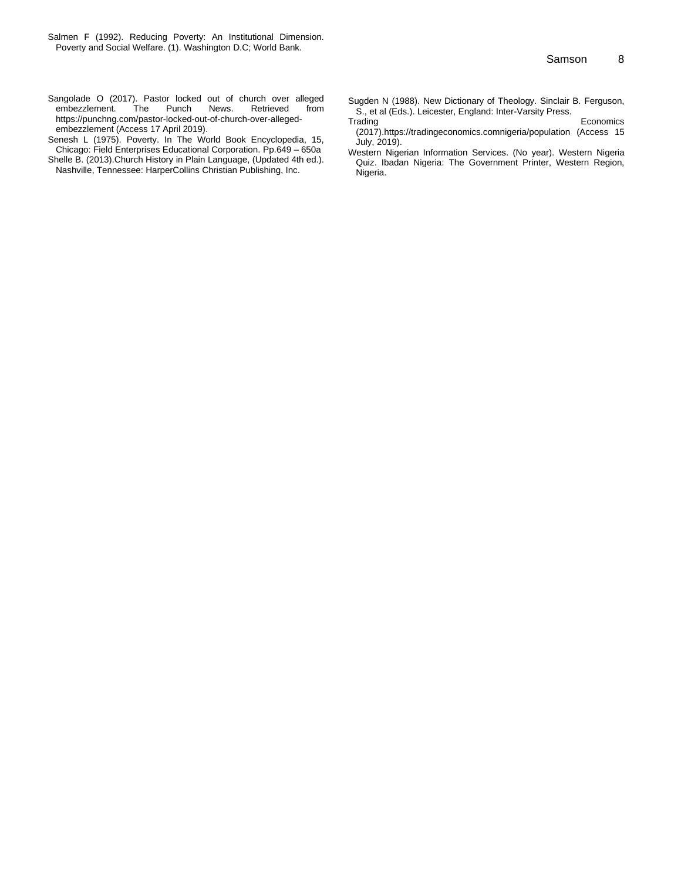Salmen F (1992). Reducing Poverty: An Institutional Dimension. Poverty and Social Welfare. (1). Washington D.C; World Bank.

Sangolade O (2017). Pastor locked out of church over alleged embezzlement. The Punch News. Retrieved from https://punchng.com/pastor-locked-out-of-church-over-alleged-embezzlement (Access 17 April 2019).

Senesh L (1975). Poverty. In The World Book Encyclopedia, 15, Chicago: Field Enterprises Educational Corporation. Pp.649 – 650a

Shelle B. (2013).Church History in Plain Language, (Updated 4th ed.). Nashville, Tennessee: HarperCollins Christian Publishing, Inc.

Sugden N (1988). New Dictionary of Theology. Sinclair B. Ferguson, S., et al (Eds.). Leicester, England: Inter-Varsity Press.

Trading Economics (2017).https://tradingeconomics.comnigeria/population (Access 15 July, 2019).

Western Nigerian Information Services. (No year). Western Nigeria Quiz. Ibadan Nigeria: The Government Printer, Western Region, Nigeria.